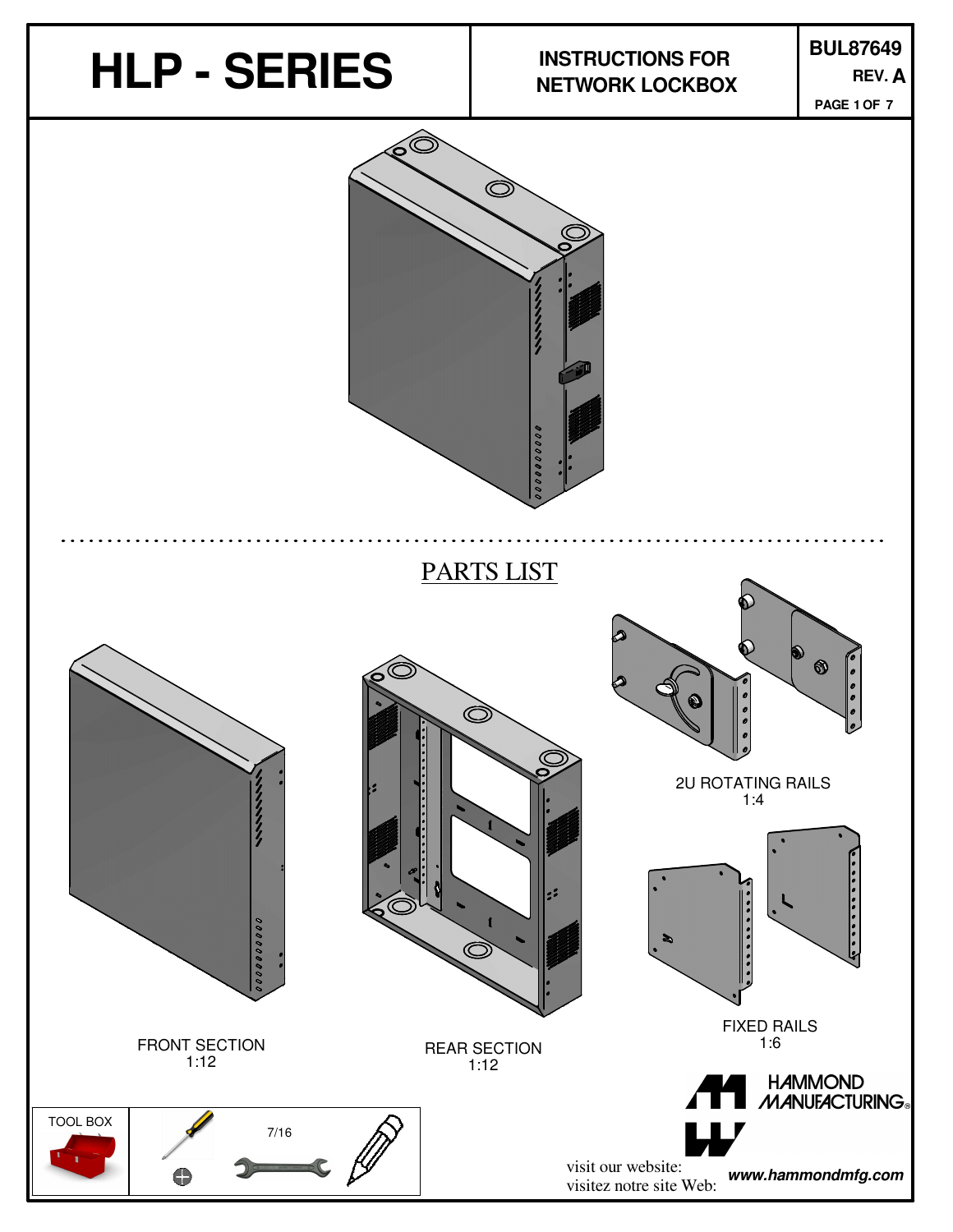# HLP - SERIES

## INSTRUCTIONS FOR NETWORK LOCKBOX

BUL87649
REV. A

## PARTS LIST

FRONT SECTION
1:12

REAR SECTION
1:12

2U ROTATING RAILS
1:4

FIXED RAILS
1:6

TOOL BOX

7/16

HAMMOND MANUFACTURING®

visit our website:
visitez notre site Web: ***www.hammondmfg.com***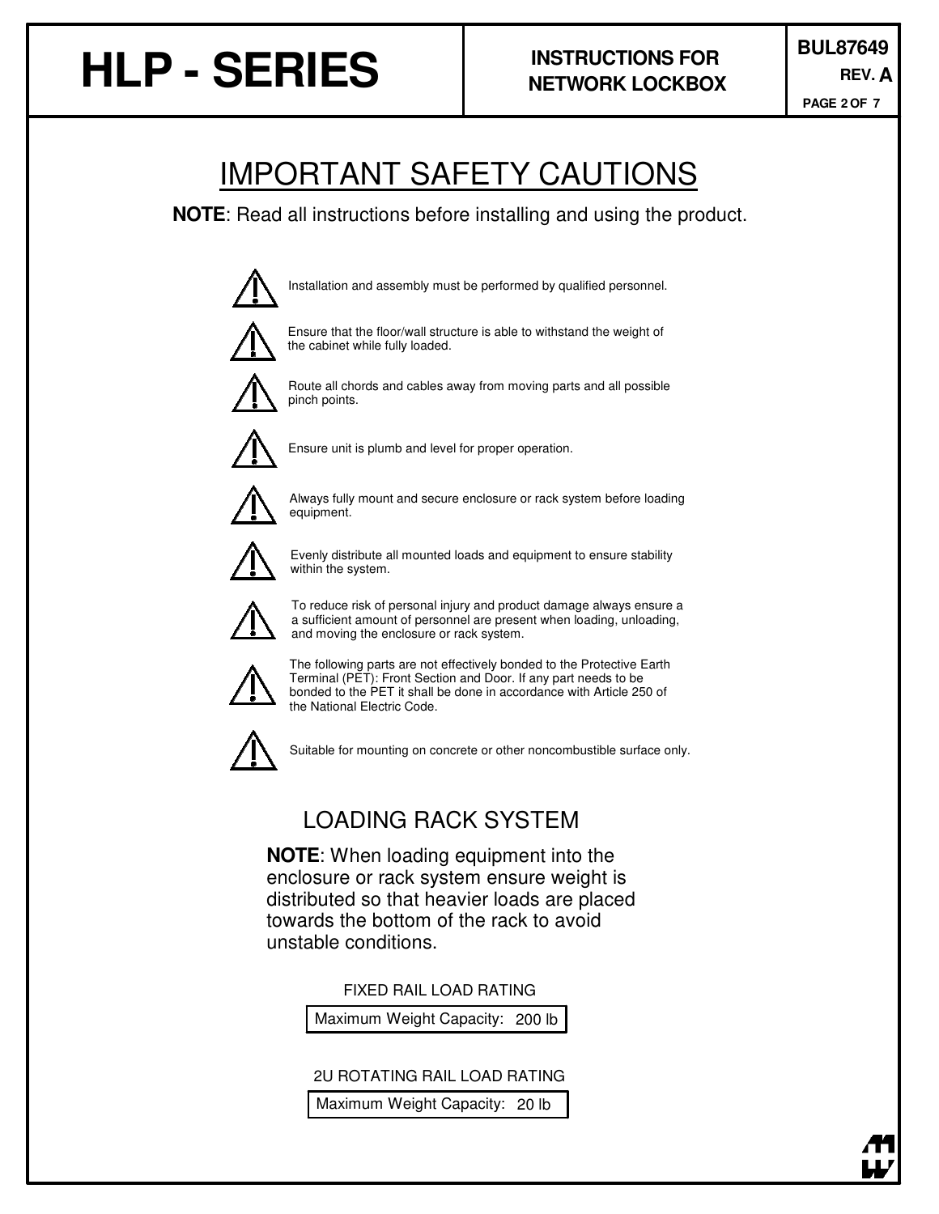# IMPORTANT SAFETY CAUTIONS

**NOTE**: Read all instructions before installing and using the product.

- ⚠ Installation and assembly must be performed by qualified personnel.
- ⚠ Ensure that the floor/wall structure is able to withstand the weight of the cabinet while fully loaded.
- ⚠ Route all chords and cables away from moving parts and all possible pinch points.
- ⚠ Ensure unit is plumb and level for proper operation.
- ⚠ Always fully mount and secure enclosure or rack system before loading equipment.
- ⚠ Evenly distribute all mounted loads and equipment to ensure stability within the system.
- ⚠ To reduce risk of personal injury and product damage always ensure a a sufficient amount of personnel are present when loading, unloading, and moving the enclosure or rack system.
- ⚠ The following parts are not effectively bonded to the Protective Earth Terminal (PET): Front Section and Door. If any part needs to be bonded to the PET it shall be done in accordance with Article 250 of the National Electric Code.
- ⚠ Suitable for mounting on concrete or other noncombustible surface only.

## LOADING RACK SYSTEM

**NOTE**: When loading equipment into the enclosure or rack system ensure weight is distributed so that heavier loads are placed towards the bottom of the rack to avoid unstable conditions.

FIXED RAIL LOAD RATING

| Maximum Weight Capacity: | 200 lb |
|---|---|

2U ROTATING RAIL LOAD RATING

| Maximum Weight Capacity: | 20 lb |
|---|---|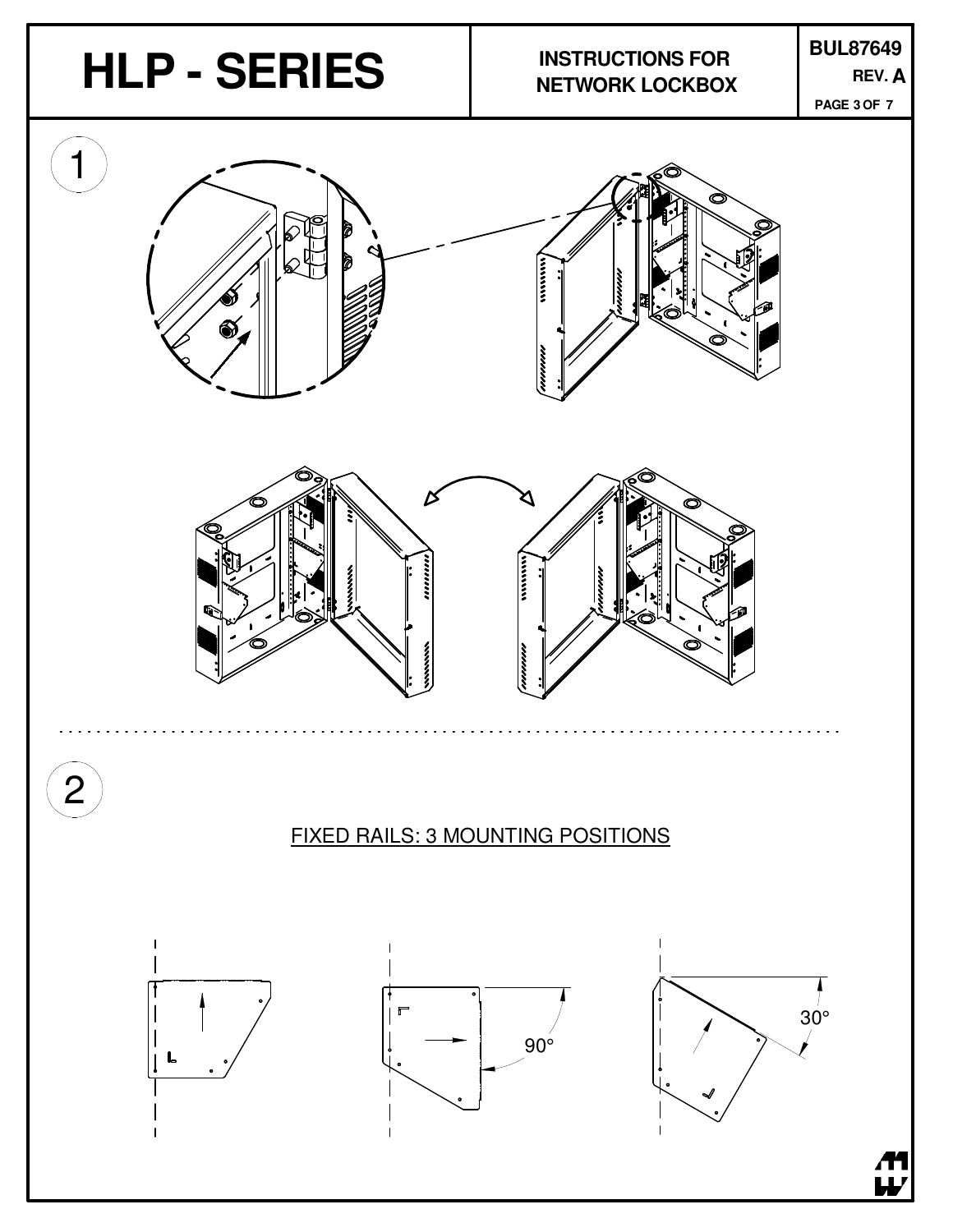# HLP - SERIES

**INSTRUCTIONS FOR NETWORK LOCKBOX**

**BUL87649**
**REV. A**

1

2

FIXED RAILS: 3 MOUNTING POSITIONS

90°

30°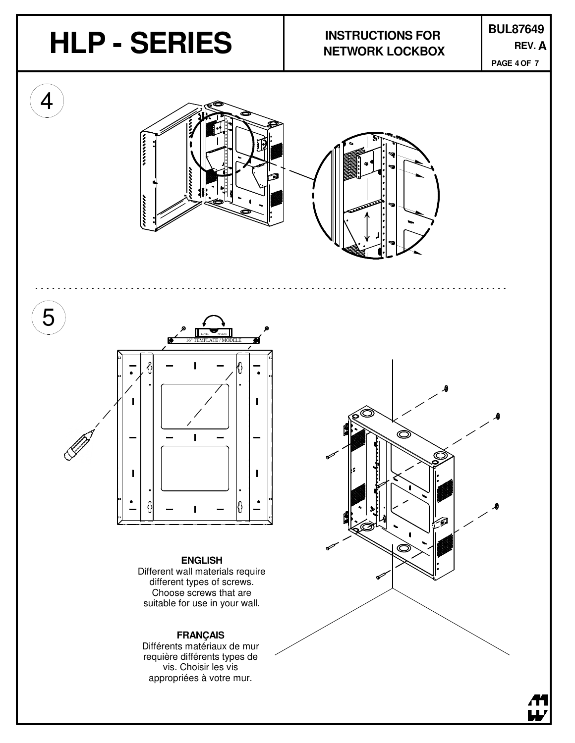4

5

16" TEMPLATE / MODELE

LEVEL NIVEAU

**ENGLISH**

Different wall materials require different types of screws. Choose screws that are suitable for use in your wall.

**FRANÇAIS**

Différents matériaux de mur requière différents types de vis. Choisir les vis appropriées à votre mur.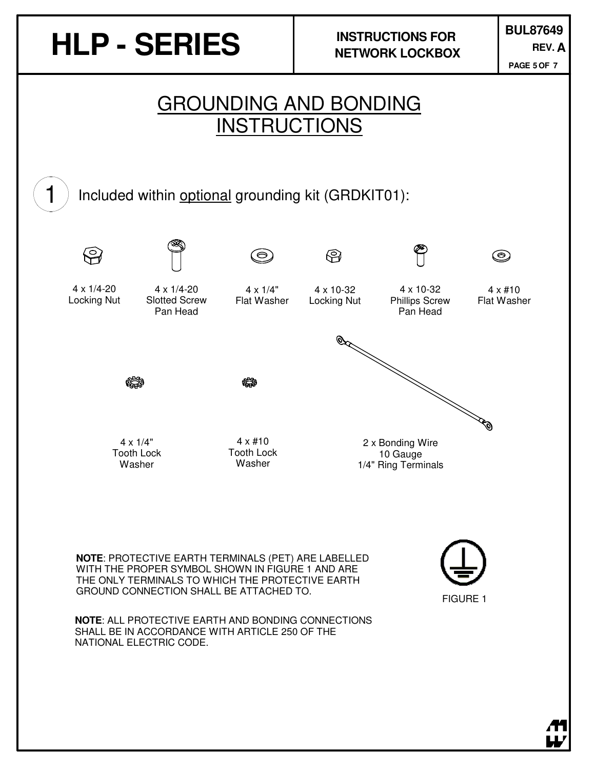# GROUNDING AND BONDING INSTRUCTIONS

1 Included within <u>optional</u> grounding kit (GRDKIT01):

- 4 x 1/4-20 Locking Nut
- 4 x 1/4-20 Slotted Screw Pan Head
- 4 x 1/4" Flat Washer
- 4 x 10-32 Locking Nut
- 4 x 10-32 Phillips Screw Pan Head
- 4 x #10 Flat Washer
- 4 x 1/4" Tooth Lock Washer
- 4 x #10 Tooth Lock Washer
- 2 x Bonding Wire 10 Gauge 1/4" Ring Terminals

**NOTE**: PROTECTIVE EARTH TERMINALS (PET) ARE LABELLED WITH THE PROPER SYMBOL SHOWN IN FIGURE 1 AND ARE THE ONLY TERMINALS TO WHICH THE PROTECTIVE EARTH GROUND CONNECTION SHALL BE ATTACHED TO.

FIGURE 1

**NOTE**: ALL PROTECTIVE EARTH AND BONDING CONNECTIONS SHALL BE IN ACCORDANCE WITH ARTICLE 250 OF THE NATIONAL ELECTRIC CODE.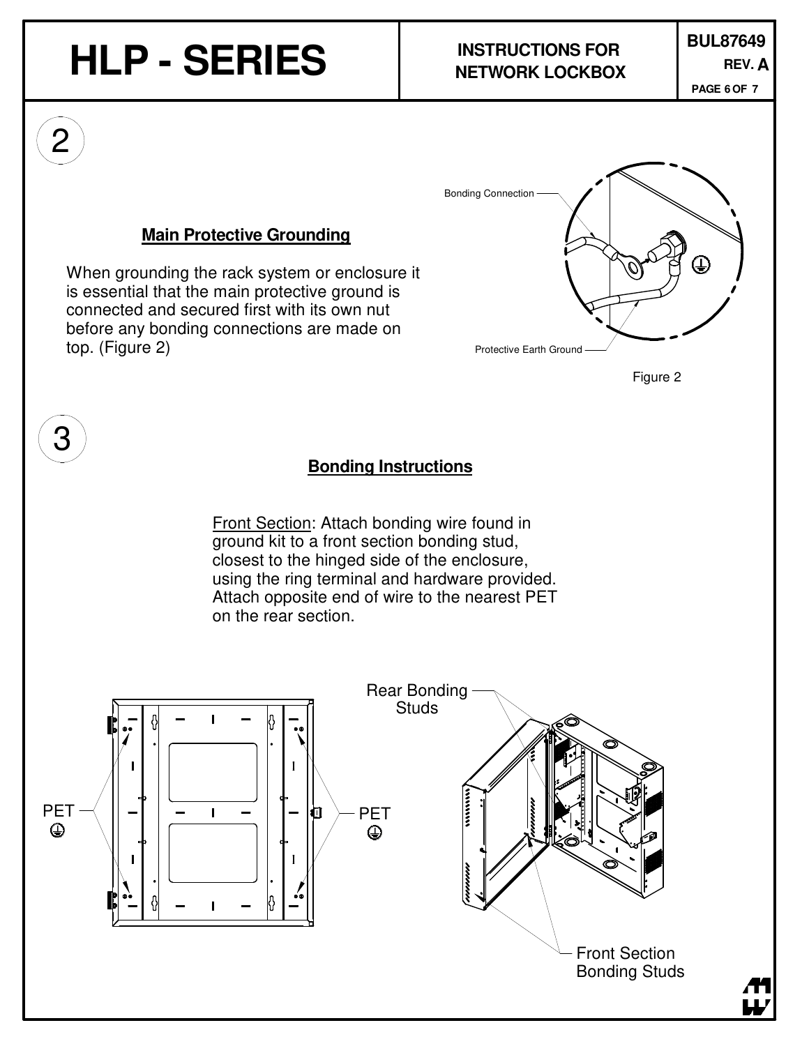## 2

### Main Protective Grounding

When grounding the rack system or enclosure it is essential that the main protective ground is connected and secured first with its own nut before any bonding connections are made on top. (Figure 2)

Bonding Connection

Protective Earth Ground

Figure 2

## 3

### Bonding Instructions

Front Section: Attach bonding wire found in ground kit to a front section bonding stud, closest to the hinged side of the enclosure, using the ring terminal and hardware provided. Attach opposite end of wire to the nearest PET on the rear section.

PET

PET

Rear Bonding Studs

Front Section Bonding Studs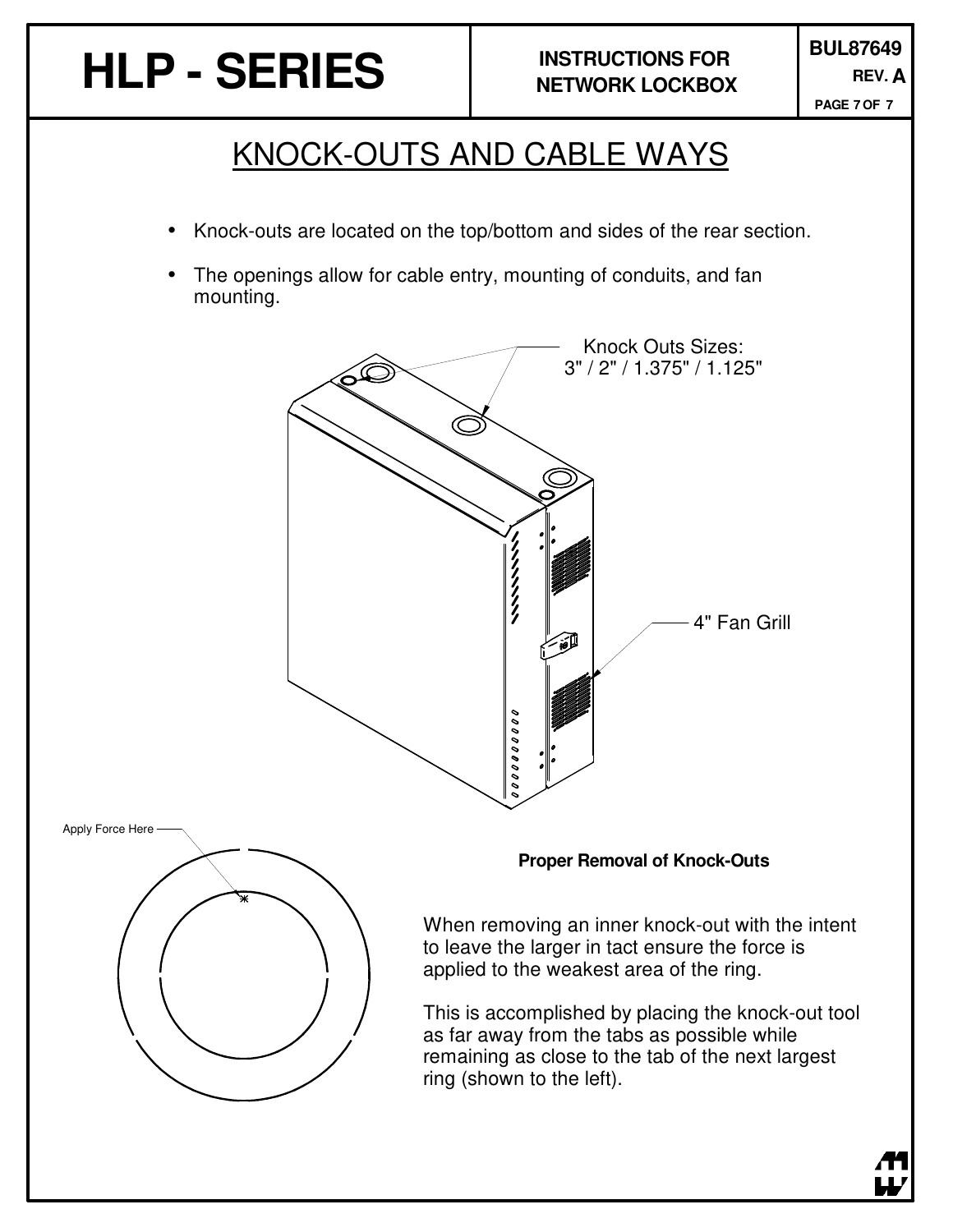HLP - SERIES

INSTRUCTIONS FOR NETWORK LOCKBOX

BUL87649 REV. A

# KNOCK-OUTS AND CABLE WAYS

- Knock-outs are located on the top/bottom and sides of the rear section.
- The openings allow for cable entry, mounting of conduits, and fan mounting.

Knock Outs Sizes:
3" / 2" / 1.375" / 1.125"

4" Fan Grill

Apply Force Here

**Proper Removal of Knock-Outs**

When removing an inner knock-out with the intent to leave the larger in tact ensure the force is applied to the weakest area of the ring.

This is accomplished by placing the knock-out tool as far away from the tabs as possible while remaining as close to the tab of the next largest ring (shown to the left).